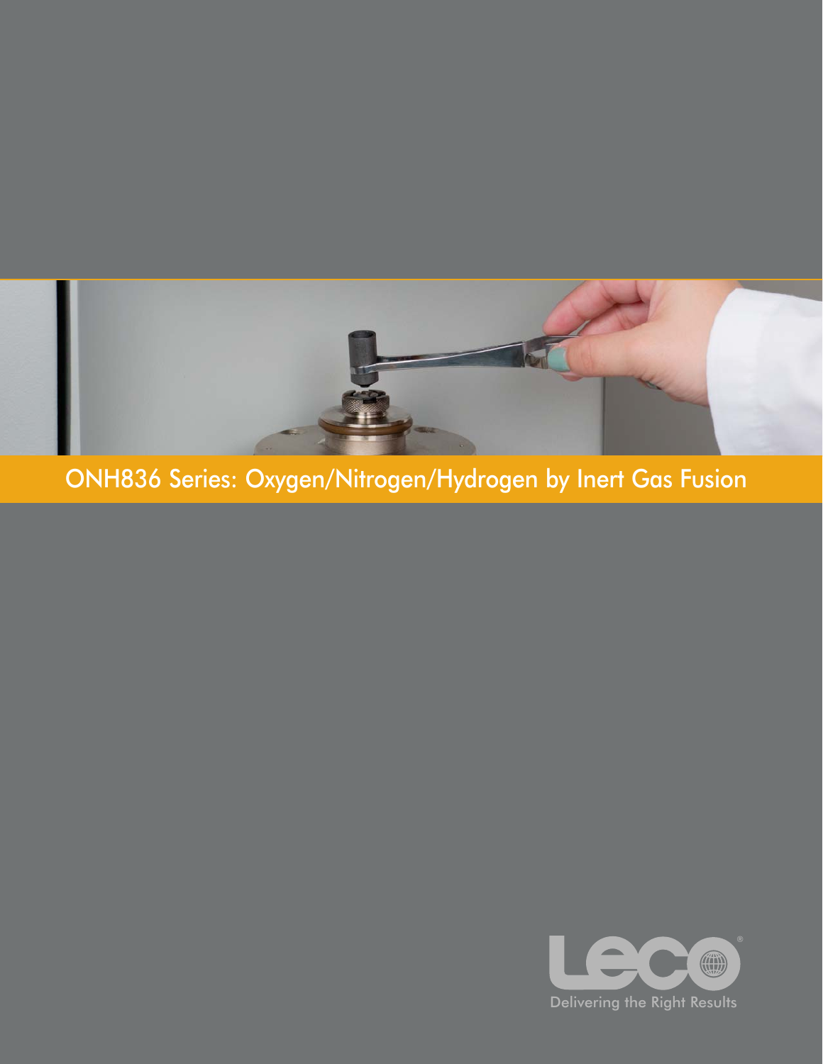# ONH836 Series: Oxygen/Nitrogen/Hydrogen by Inert Gas Fusion

LECO

Delivering the Right Results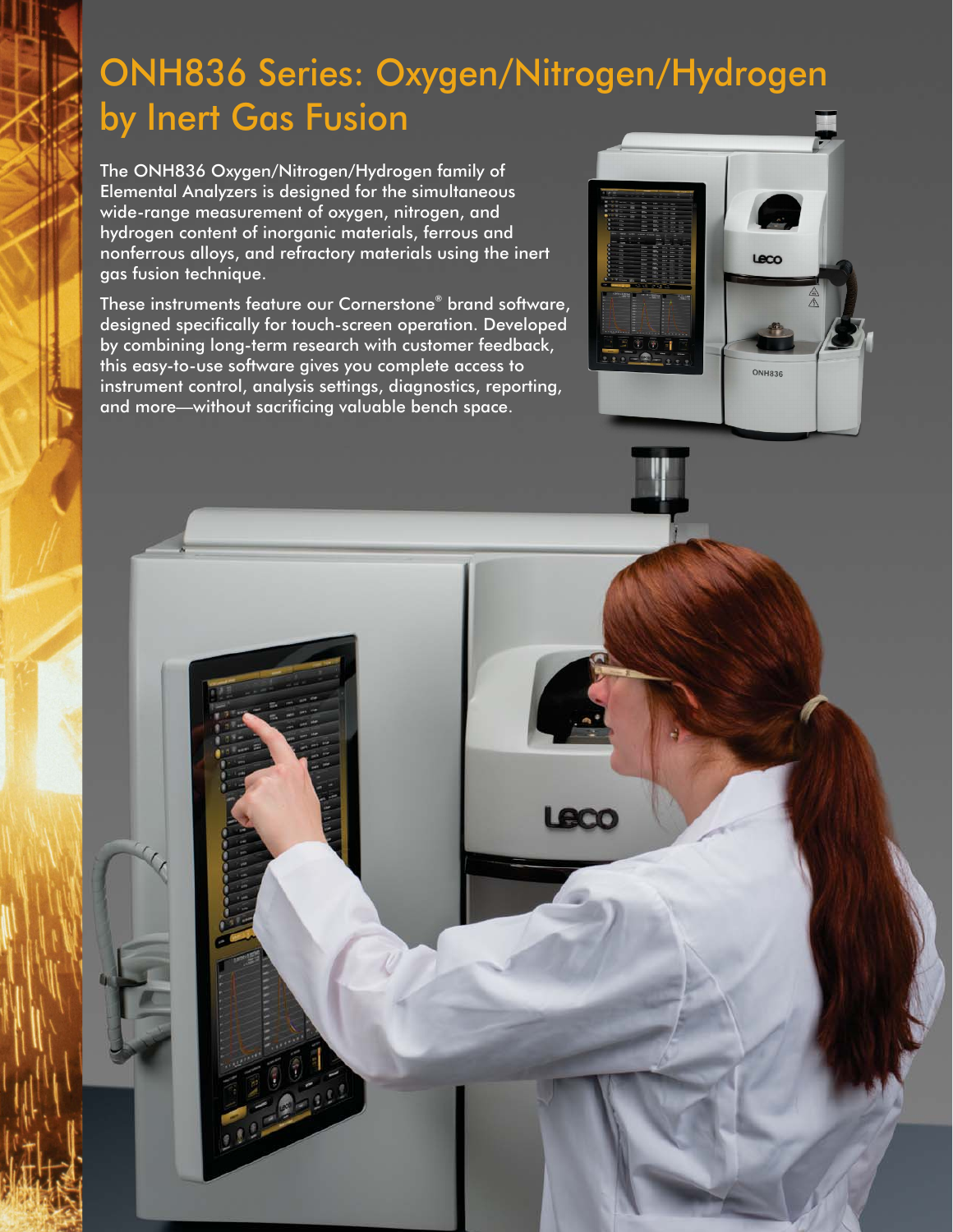# ONH836 Series: Oxygen/Nitrogen/Hydrogen by Inert Gas Fusion

The ONH836 Oxygen/Nitrogen/Hydrogen family of Elemental Analyzers is designed for the simultaneous wide-range measurement of oxygen, nitrogen, and hydrogen content of inorganic materials, ferrous and nonferrous alloys, and refractory materials using the inert gas fusion technique.

These instruments feature our Cornerstone® brand software, designed specifically for touch-screen operation. Developed by combining long-term research with customer feedback, this easy-to-use software gives you complete access to instrument control, analysis settings, diagnostics, reporting, and more—without sacrificing valuable bench space.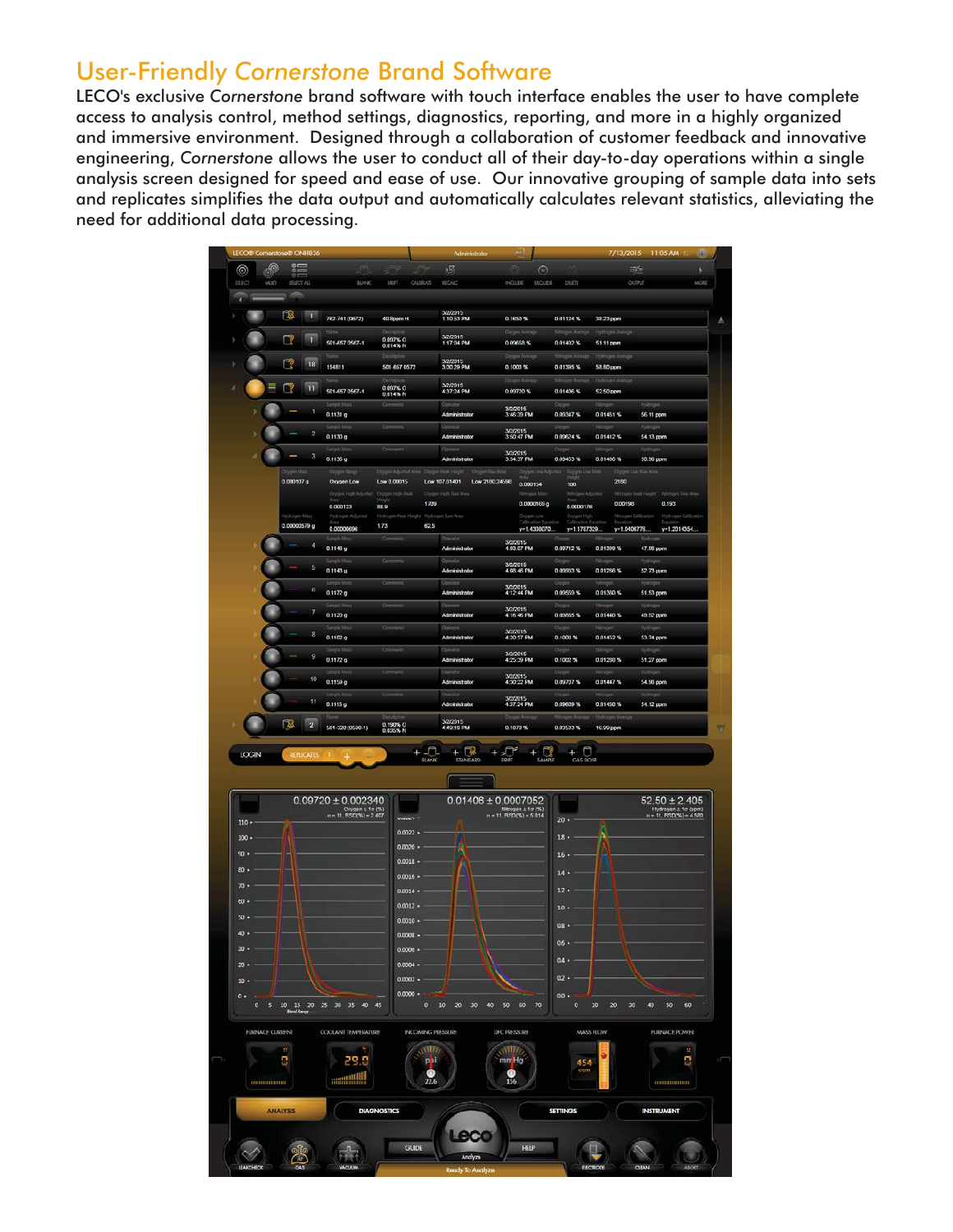## User-Friendly *Cornerstone* Brand Software

LECO's exclusive *Cornerstone* brand software with touch interface enables the user to have complete access to analysis control, method settings, diagnostics, reporting, and more in a highly organized and immersive environment. Designed through a collaboration of customer feedback and innovative engineering, *Cornerstone* allows the user to conduct all of their day-to-day operations within a single analysis screen designed for speed and ease of use. Our innovative grouping of sample data into sets and replicates simplifies the data output and automatically calculates relevant statistics, alleviating the need for additional data processing.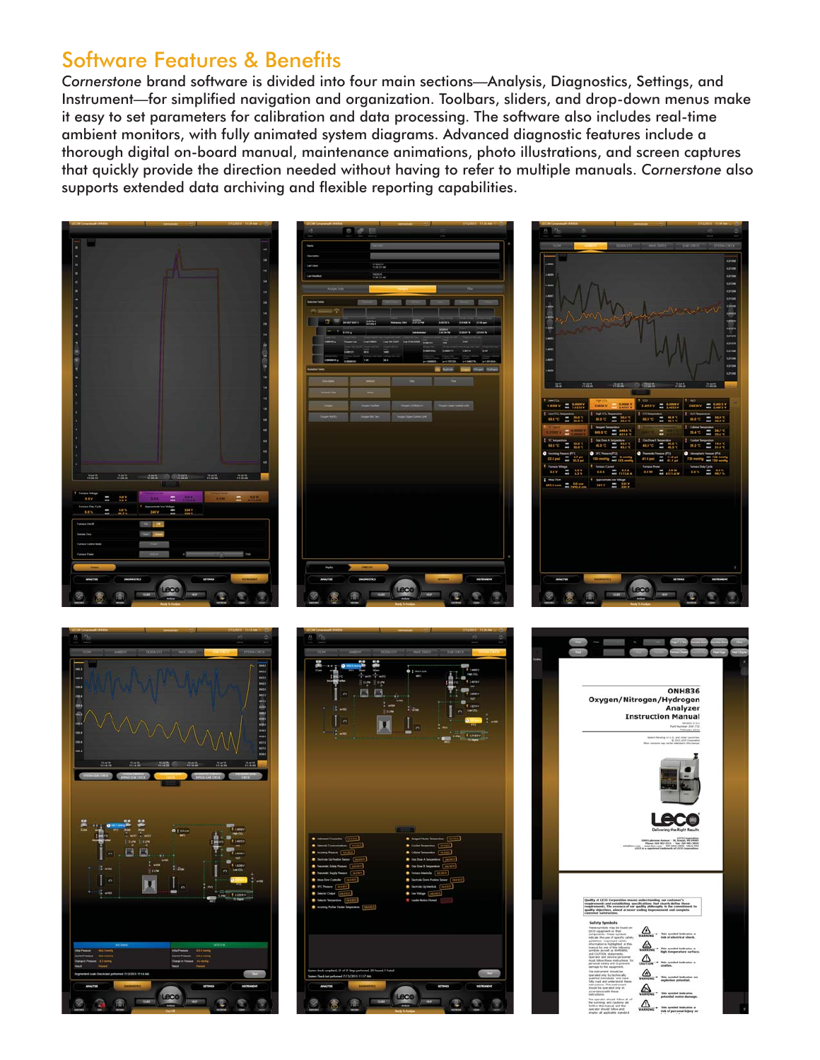# Software Features & Benefits

*Cornerstone* brand software is divided into four main sections—Analysis, Diagnostics, Settings, and Instrument—for simplified navigation and organization. Toolbars, sliders, and drop-down menus make it easy to set parameters for calibration and data processing. The software also includes real-time ambient monitors, with fully animated system diagrams. Advanced diagnostic features include a thorough digital on-board manual, maintenance animations, photo illustrations, and screen captures that quickly provide the direction needed without having to refer to multiple manuals. *Cornerstone* also supports extended data archiving and flexible reporting capabilities.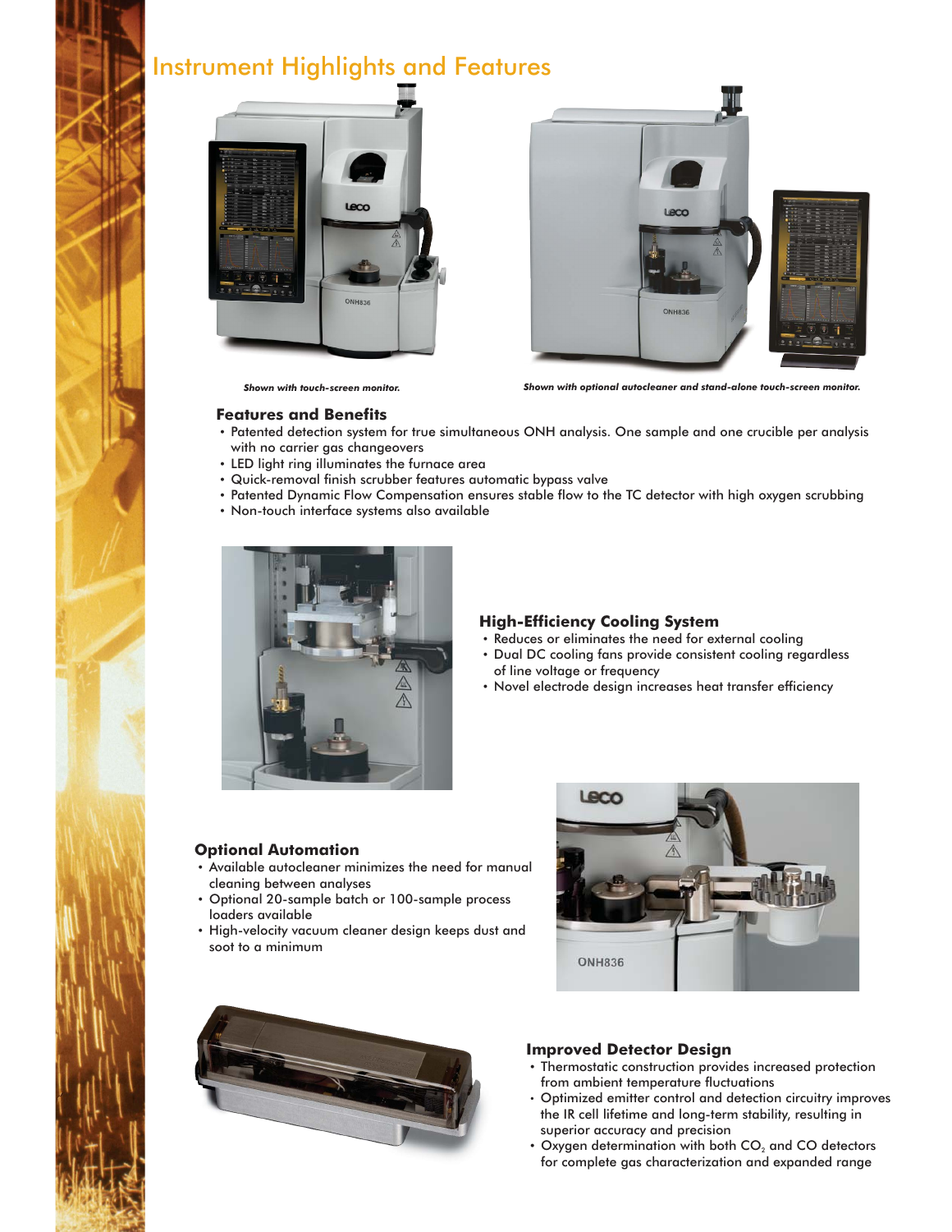# Instrument Highlights and Features

*Shown with touch-screen monitor.*

*Shown with optional autocleaner and stand-alone touch-screen monitor.*

### Features and Benefits

- Patented detection system for true simultaneous ONH analysis. One sample and one crucible per analysis with no carrier gas changeovers
- LED light ring illuminates the furnace area
- Quick-removal finish scrubber features automatic bypass valve
- Patented Dynamic Flow Compensation ensures stable flow to the TC detector with high oxygen scrubbing
- Non-touch interface systems also available

### High-Efficiency Cooling System

- Reduces or eliminates the need for external cooling
- Dual DC cooling fans provide consistent cooling regardless of line voltage or frequency
- Novel electrode design increases heat transfer efficiency

### Optional Automation

- Available autocleaner minimizes the need for manual cleaning between analyses
- Optional 20-sample batch or 100-sample process loaders available
- High-velocity vacuum cleaner design keeps dust and soot to a minimum

### Improved Detector Design

- Thermostatic construction provides increased protection from ambient temperature fluctuations
- Optimized emitter control and detection circuitry improves the IR cell lifetime and long-term stability, resulting in superior accuracy and precision
- Oxygen determination with both $CO_2$ and CO detectors for complete gas characterization and expanded range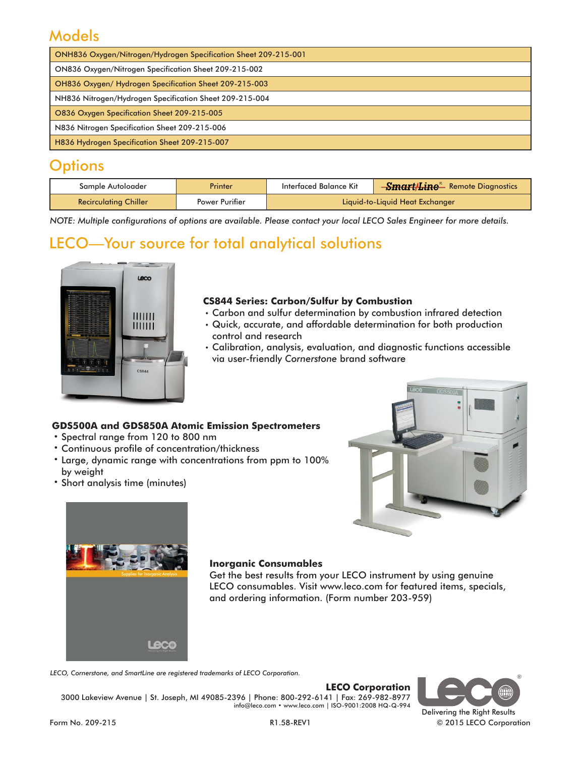## Models

| |
|---|
| ONH836 Oxygen/Nitrogen/Hydrogen Specification Sheet 209-215-001 |
| ON836 Oxygen/Nitrogen Specification Sheet 209-215-002 |
| OH836 Oxygen/ Hydrogen Specification Sheet 209-215-003 |
| NH836 Nitrogen/Hydrogen Specification Sheet 209-215-004 |
| O836 Oxygen Specification Sheet 209-215-005 |
| N836 Nitrogen Specification Sheet 209-215-006 |
| H836 Hydrogen Specification Sheet 209-215-007 |

## Options

| | | | |
|---|---|---|---|
| Sample Autoloader | Printer | Interfaced Balance Kit | SmartLine® Remote Diagnostics |
| Recirculating Chiller | Power Purifier | Liquid-to-Liquid Heat Exchanger | |

*NOTE: Multiple configurations of options are available. Please contact your local LECO Sales Engineer for more details.*

## LECO—Your source for total analytical solutions

**CS844 Series: Carbon/Sulfur by Combustion**

- Carbon and sulfur determination by combustion infrared detection
- Quick, accurate, and affordable determination for both production control and research
- Calibration, analysis, evaluation, and diagnostic functions accessible via user-friendly *Cornerstone* brand software

**GDS500A and GDS850A Atomic Emission Spectrometers**

- Spectral range from 120 to 800 nm
- Continuous profile of concentration/thickness
- Large, dynamic range with concentrations from ppm to 100% by weight
- Short analysis time (minutes)

**Inorganic Consumables**

Get the best results from your LECO instrument by using genuine LECO consumables. Visit www.leco.com for featured items, specials, and ordering information. (Form number 203-959)

*LECO, Cornerstone, and SmartLine are registered trademarks of LECO Corporation.*

**LECO Corporation**
3000 Lakeview Avenue | St. Joseph, MI 49085-2396 | Phone: 800-292-6141 | Fax: 269-982-8977
info@leco.com • www.leco.com | ISO-9001:2008 HQ-Q-994

Delivering the Right Results

Form No. 209-215 R1.58-REV1 © 2015 LECO Corporation